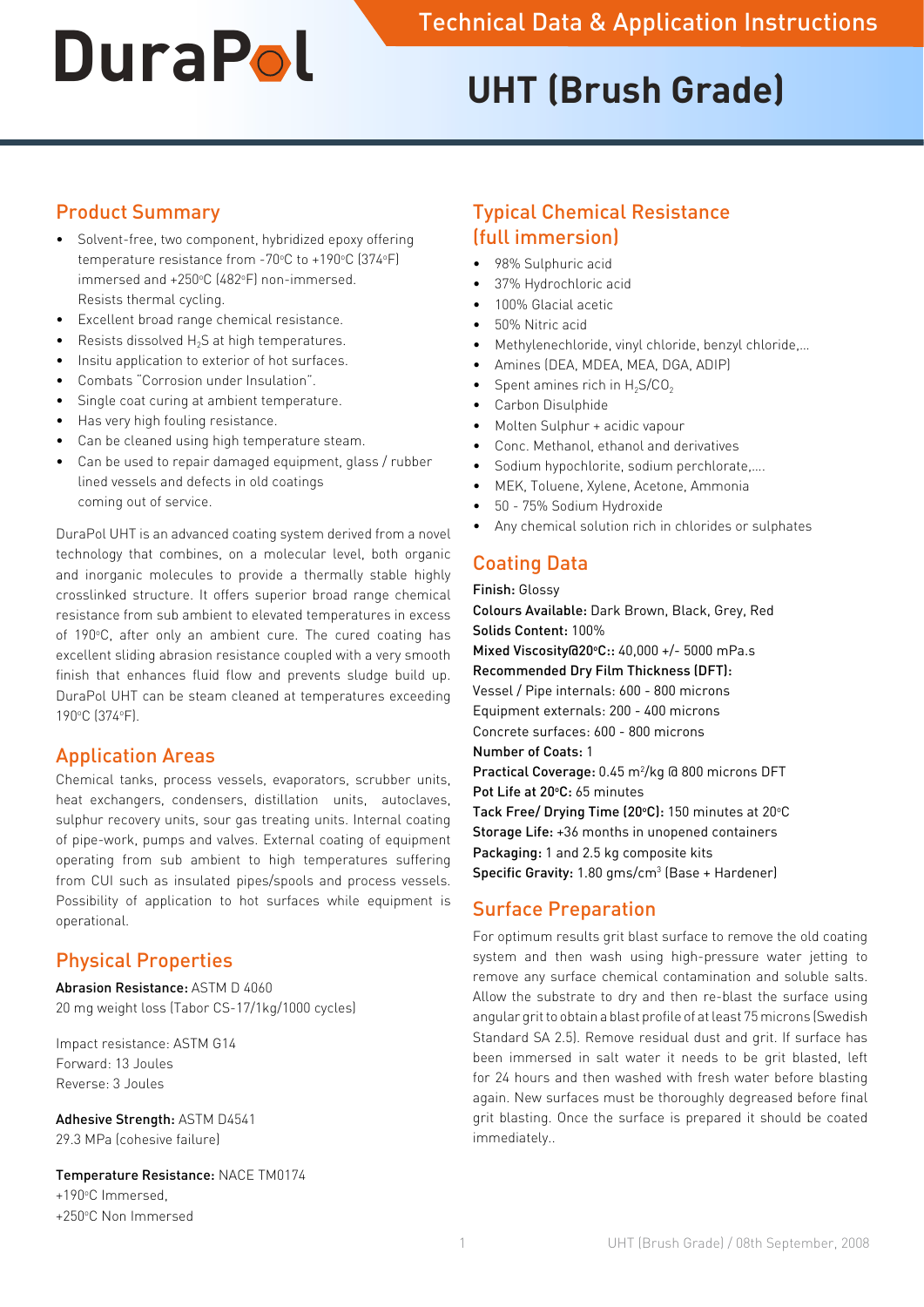# DuraPol

## Technical Data & Application Instructions

# UHT (Brush Grade)

## Product Summary

- Solvent-free, two component, hybridized epoxy offering temperature resistance from -70°C to +190°C (374°F) immersed and +250°C (482°F) non-immersed. Resists thermal cycling.
- Excellent broad range chemical resistance.
- Resists dissolved $H_2S$ at high temperatures.
- Insitu application to exterior of hot surfaces.
- Combats "Corrosion under Insulation".
- Single coat curing at ambient temperature.
- Has very high fouling resistance.
- Can be cleaned using high temperature steam.
- Can be used to repair damaged equipment, glass / rubber lined vessels and defects in old coatings coming out of service.

DuraPol UHT is an advanced coating system derived from a novel technology that combines, on a molecular level, both organic and inorganic molecules to provide a thermally stable highly crosslinked structure. It offers superior broad range chemical resistance from sub ambient to elevated temperatures in excess of 190°C, after only an ambient cure. The cured coating has excellent sliding abrasion resistance coupled with a very smooth finish that enhances fluid flow and prevents sludge build up. DuraPol UHT can be steam cleaned at temperatures exceeding 190°C (374°F).

## Application Areas

Chemical tanks, process vessels, evaporators, scrubber units, heat exchangers, condensers, distillation units, autoclaves, sulphur recovery units, sour gas treating units. Internal coating of pipe-work, pumps and valves. External coating of equipment operating from sub ambient to high temperatures suffering from CUI such as insulated pipes/spools and process vessels. Possibility of application to hot surfaces while equipment is operational.

## Physical Properties

**Abrasion Resistance:** ASTM D 4060
20 mg weight loss (Tabor CS-17/1kg/1000 cycles)

Impact resistance: ASTM G14
Forward: 13 Joules
Reverse: 3 Joules

**Adhesive Strength:** ASTM D4541
29.3 MPa (cohesive failure)

**Temperature Resistance:** NACE TM0174
+190°C Immersed,
+250°C Non Immersed

## Typical Chemical Resistance (full immersion)

- 98% Sulphuric acid
- 37% Hydrochloric acid
- 100% Glacial acetic
- 50% Nitric acid
- Methylenechloride, vinyl chloride, benzyl chloride,...
- Amines (DEA, MDEA, MEA, DGA, ADIP)
- Spent amines rich in $H_2S/CO_2$
- Carbon Disulphide
- Molten Sulphur + acidic vapour
- Conc. Methanol, ethanol and derivatives
- Sodium hypochlorite, sodium perchlorate,....
- MEK, Toluene, Xylene, Acetone, Ammonia
- 50 - 75% Sodium Hydroxide
- Any chemical solution rich in chlorides or sulphates

## Coating Data

**Finish:** Glossy
**Colours Available:** Dark Brown, Black, Grey, Red
**Solids Content:** 100%
**Mixed Viscosity@20°C::** 40,000 +/- 5000 mPa.s
**Recommended Dry Film Thickness (DFT):**
Vessel / Pipe internals: 600 - 800 microns
Equipment externals: 200 - 400 microns
Concrete surfaces: 600 - 800 microns
**Number of Coats:** 1
**Practical Coverage:** 0.45 $m^2$/kg @ 800 microns DFT
**Pot Life at 20°C:** 65 minutes
**Tack Free/ Drying Time (20°C):** 150 minutes at 20°C
**Storage Life:** +36 months in unopened containers
**Packaging:** 1 and 2.5 kg composite kits
**Specific Gravity:** 1.80 gms/$cm^3$ (Base + Hardener)

## Surface Preparation

For optimum results grit blast surface to remove the old coating system and then wash using high-pressure water jetting to remove any surface chemical contamination and soluble salts. Allow the substrate to dry and then re-blast the surface using angular grit to obtain a blast profile of at least 75 microns (Swedish Standard SA 2.5). Remove residual dust and grit. If surface has been immersed in salt water it needs to be grit blasted, left for 24 hours and then washed with fresh water before blasting again. New surfaces must be thoroughly degreased before final grit blasting. Once the surface is prepared it should be coated immediately..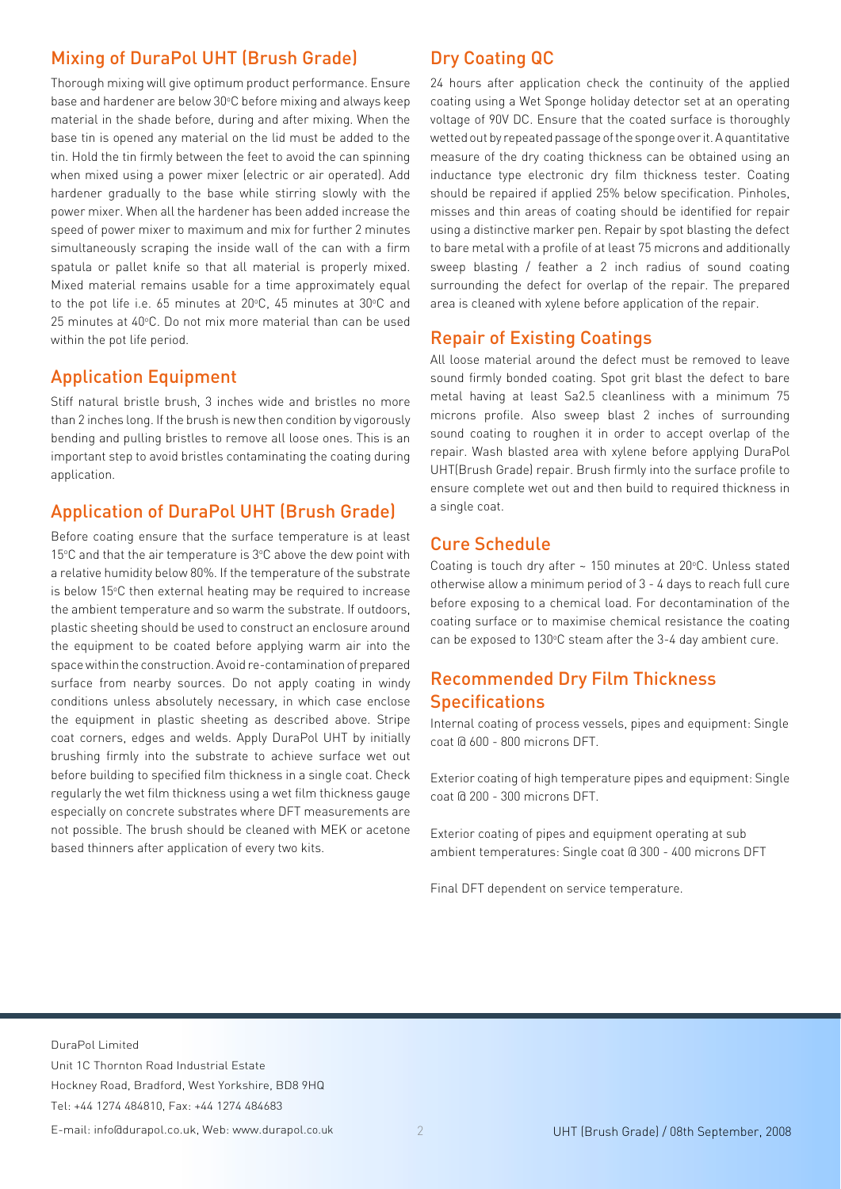## Mixing of DuraPol UHT (Brush Grade)

Thorough mixing will give optimum product performance. Ensure base and hardener are below 30°C before mixing and always keep material in the shade before, during and after mixing. When the base tin is opened any material on the lid must be added to the tin. Hold the tin firmly between the feet to avoid the can spinning when mixed using a power mixer (electric or air operated). Add hardener gradually to the base while stirring slowly with the power mixer. When all the hardener has been added increase the speed of power mixer to maximum and mix for further 2 minutes simultaneously scraping the inside wall of the can with a firm spatula or pallet knife so that all material is properly mixed. Mixed material remains usable for a time approximately equal to the pot life i.e. 65 minutes at 20°C, 45 minutes at 30°C and 25 minutes at 40°C. Do not mix more material than can be used within the pot life period.

## Application Equipment

Stiff natural bristle brush, 3 inches wide and bristles no more than 2 inches long. If the brush is new then condition by vigorously bending and pulling bristles to remove all loose ones. This is an important step to avoid bristles contaminating the coating during application.

## Application of DuraPol UHT (Brush Grade)

Before coating ensure that the surface temperature is at least 15°C and that the air temperature is 3°C above the dew point with a relative humidity below 80%. If the temperature of the substrate is below 15°C then external heating may be required to increase the ambient temperature and so warm the substrate. If outdoors, plastic sheeting should be used to construct an enclosure around the equipment to be coated before applying warm air into the space within the construction. Avoid re-contamination of prepared surface from nearby sources. Do not apply coating in windy conditions unless absolutely necessary, in which case enclose the equipment in plastic sheeting as described above. Stripe coat corners, edges and welds. Apply DuraPol UHT by initially brushing firmly into the substrate to achieve surface wet out before building to specified film thickness in a single coat. Check regularly the wet film thickness using a wet film thickness gauge especially on concrete substrates where DFT measurements are not possible. The brush should be cleaned with MEK or acetone based thinners after application of every two kits.

## Dry Coating QC

24 hours after application check the continuity of the applied coating using a Wet Sponge holiday detector set at an operating voltage of 90V DC. Ensure that the coated surface is thoroughly wetted out by repeated passage of the sponge over it. A quantitative measure of the dry coating thickness can be obtained using an inductance type electronic dry film thickness tester. Coating should be repaired if applied 25% below specification. Pinholes, misses and thin areas of coating should be identified for repair using a distinctive marker pen. Repair by spot blasting the defect to bare metal with a profile of at least 75 microns and additionally sweep blasting / feather a 2 inch radius of sound coating surrounding the defect for overlap of the repair. The prepared area is cleaned with xylene before application of the repair.

## Repair of Existing Coatings

All loose material around the defect must be removed to leave sound firmly bonded coating. Spot grit blast the defect to bare metal having at least Sa2.5 cleanliness with a minimum 75 microns profile. Also sweep blast 2 inches of surrounding sound coating to roughen it in order to accept overlap of the repair. Wash blasted area with xylene before applying DuraPol UHT(Brush Grade) repair. Brush firmly into the surface profile to ensure complete wet out and then build to required thickness in a single coat.

## Cure Schedule

Coating is touch dry after ~ 150 minutes at 20°C. Unless stated otherwise allow a minimum period of 3 - 4 days to reach full cure before exposing to a chemical load. For decontamination of the coating surface or to maximise chemical resistance the coating can be exposed to 130°C steam after the 3-4 day ambient cure.

## Recommended Dry Film Thickness Specifications

Internal coating of process vessels, pipes and equipment: Single coat @ 600 - 800 microns DFT.

Exterior coating of high temperature pipes and equipment: Single coat @ 200 - 300 microns DFT.

Exterior coating of pipes and equipment operating at sub ambient temperatures: Single coat @ 300 - 400 microns DFT

Final DFT dependent on service temperature.

DuraPol Limited
Unit 1C Thornton Road Industrial Estate
Hockney Road, Bradford, West Yorkshire, BD8 9HQ
Tel: +44 1274 484810, Fax: +44 1274 484683
E-mail: info@durapol.co.uk, Web: www.durapol.co.uk

UHT (Brush Grade) / 08th September, 2008